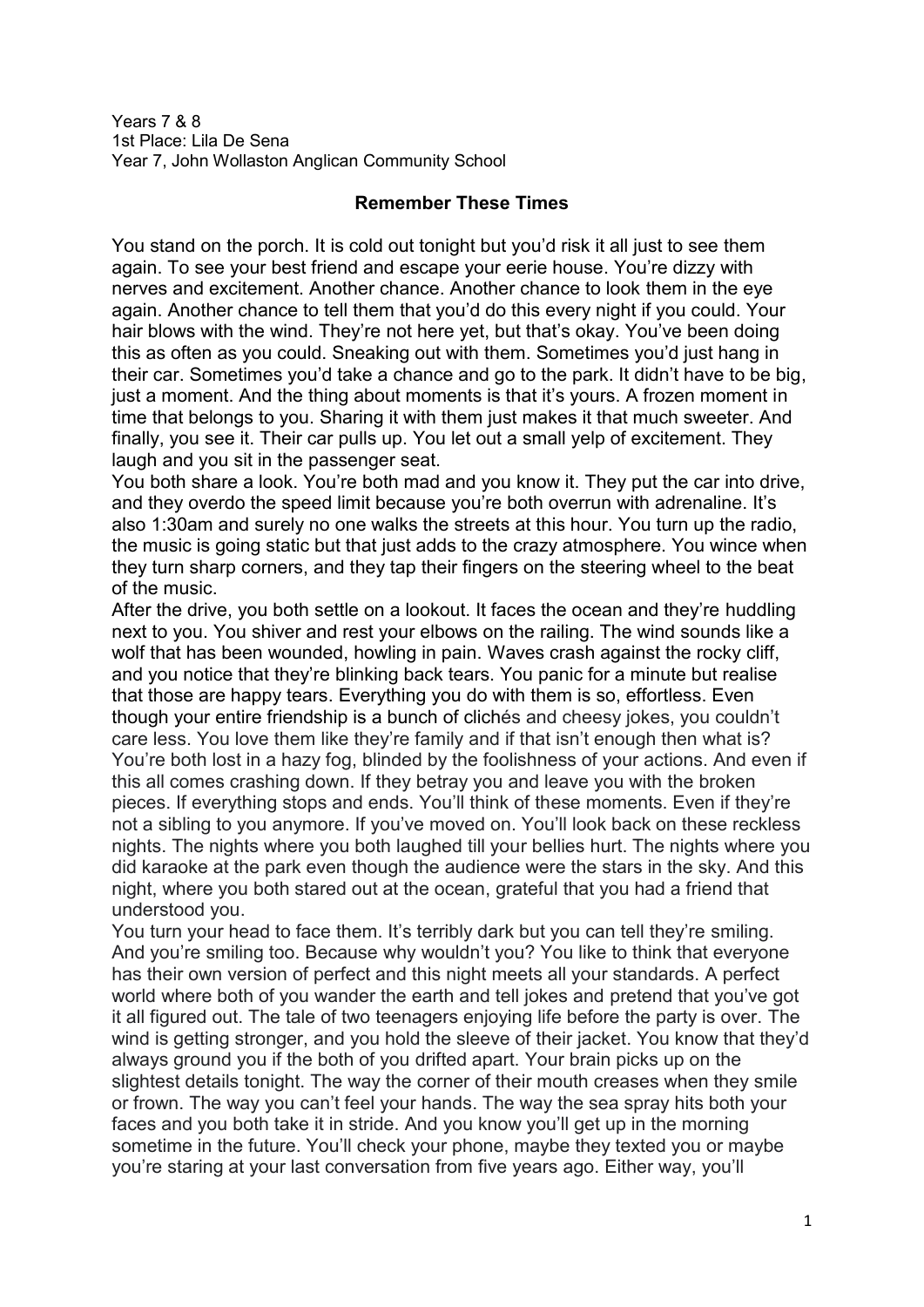Years 7 & 8
1st Place: Lila De Sena
Year 7, John Wollaston Anglican Community School

## Remember These Times

You stand on the porch. It is cold out tonight but you'd risk it all just to see them again. To see your best friend and escape your eerie house. You're dizzy with nerves and excitement. Another chance. Another chance to look them in the eye again. Another chance to tell them that you'd do this every night if you could. Your hair blows with the wind. They're not here yet, but that's okay. You've been doing this as often as you could. Sneaking out with them. Sometimes you'd just hang in their car. Sometimes you'd take a chance and go to the park. It didn't have to be big, just a moment. And the thing about moments is that it's yours. A frozen moment in time that belongs to you. Sharing it with them just makes it that much sweeter. And finally, you see it. Their car pulls up. You let out a small yelp of excitement. They laugh and you sit in the passenger seat.

You both share a look. You're both mad and you know it. They put the car into drive, and they overdo the speed limit because you're both overrun with adrenaline. It's also 1:30am and surely no one walks the streets at this hour. You turn up the radio, the music is going static but that just adds to the crazy atmosphere. You wince when they turn sharp corners, and they tap their fingers on the steering wheel to the beat of the music.

After the drive, you both settle on a lookout. It faces the ocean and they're huddling next to you. You shiver and rest your elbows on the railing. The wind sounds like a wolf that has been wounded, howling in pain. Waves crash against the rocky cliff, and you notice that they're blinking back tears. You panic for a minute but realise that those are happy tears. Everything you do with them is so, effortless. Even though your entire friendship is a bunch of clichés and cheesy jokes, you couldn't care less. You love them like they're family and if that isn't enough then what is? You're both lost in a hazy fog, blinded by the foolishness of your actions. And even if this all comes crashing down. If they betray you and leave you with the broken pieces. If everything stops and ends. You'll think of these moments. Even if they're not a sibling to you anymore. If you've moved on. You'll look back on these reckless nights. The nights where you both laughed till your bellies hurt. The nights where you did karaoke at the park even though the audience were the stars in the sky. And this night, where you both stared out at the ocean, grateful that you had a friend that understood you.

You turn your head to face them. It's terribly dark but you can tell they're smiling. And you're smiling too. Because why wouldn't you? You like to think that everyone has their own version of perfect and this night meets all your standards. A perfect world where both of you wander the earth and tell jokes and pretend that you've got it all figured out. The tale of two teenagers enjoying life before the party is over. The wind is getting stronger, and you hold the sleeve of their jacket. You know that they'd always ground you if the both of you drifted apart. Your brain picks up on the slightest details tonight. The way the corner of their mouth creases when they smile or frown. The way you can't feel your hands. The way the sea spray hits both your faces and you both take it in stride. And you know you'll get up in the morning sometime in the future. You'll check your phone, maybe they texted you or maybe you're staring at your last conversation from five years ago. Either way, you'll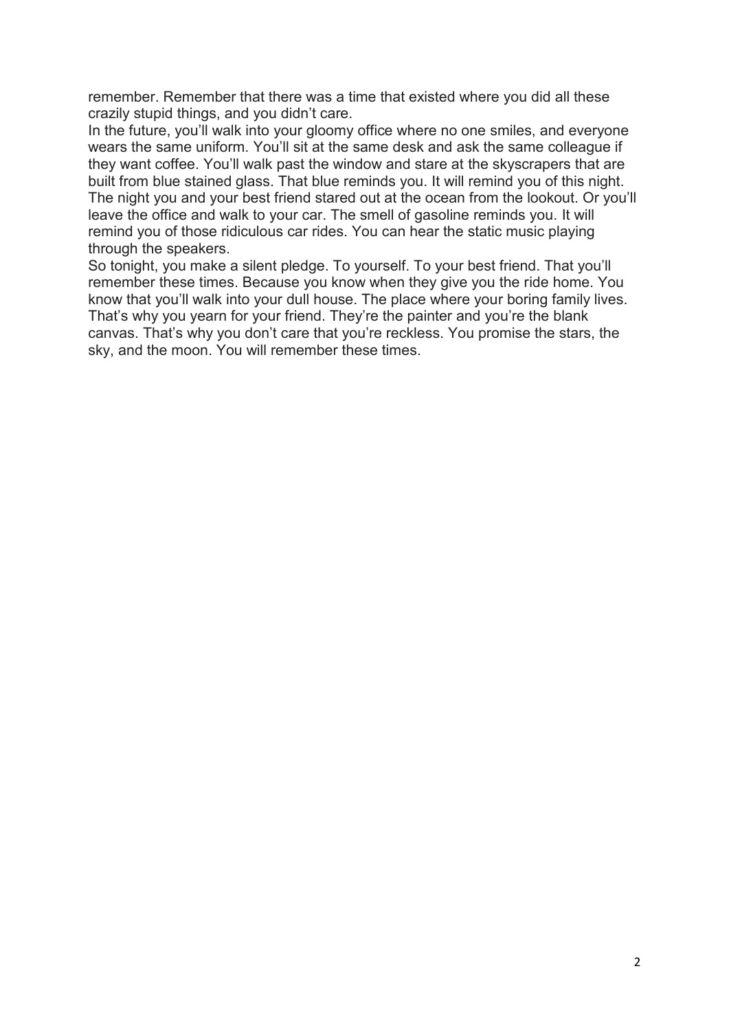remember. Remember that there was a time that existed where you did all these crazily stupid things, and you didn't care.

In the future, you'll walk into your gloomy office where no one smiles, and everyone wears the same uniform. You'll sit at the same desk and ask the same colleague if they want coffee. You'll walk past the window and stare at the skyscrapers that are built from blue stained glass. That blue reminds you. It will remind you of this night. The night you and your best friend stared out at the ocean from the lookout. Or you'll leave the office and walk to your car. The smell of gasoline reminds you. It will remind you of those ridiculous car rides. You can hear the static music playing through the speakers.

So tonight, you make a silent pledge. To yourself. To your best friend. That you'll remember these times. Because you know when they give you the ride home. You know that you'll walk into your dull house. The place where your boring family lives. That's why you yearn for your friend. They're the painter and you're the blank canvas. That's why you don't care that you're reckless. You promise the stars, the sky, and the moon. You will remember these times.